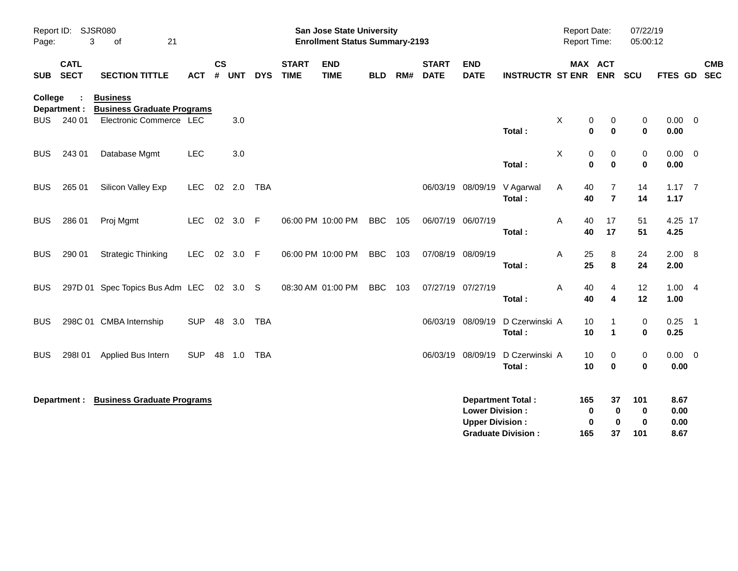**San Jose State University**
**Enrollment Status Summary-2193**

Report ID: SJSR080
Report Date: 07/22/19
Report Time: 05:00:12

| SUB | CATL SECT | SECTION TITTLE | ACT | CS # | UNT | DYS | START TIME | END TIME | BLD | RM# | START DATE | END DATE | INSTRUCTR | ST | MAX ENR | ACT ENR | SCU | FTES | GD | CMB SEC |
|---|---|---|---|---|---|---|---|---|---|---|---|---|---|---|---|---|---|---|---|---|
| **College : Business** | | | | | | | | | | | | | | | | | | | | |
| **Department : Business Graduate Programs** | | | | | | | | | | | | | | | | | | | | |
| BUS | 240 01 | Electronic Commerce | LEC | | 3.0 | | | | | | | | | X | 0 | 0 | 0 | 0.00 | 0 | |
| | | | | | | | | | | | | | **Total :** | | **0** | **0** | **0** | **0.00** | | |
| BUS | 243 01 | Database Mgmt | LEC | | 3.0 | | | | | | | | | X | 0 | 0 | 0 | 0.00 | 0 | |
| | | | | | | | | | | | | | **Total :** | | **0** | **0** | **0** | **0.00** | | |
| BUS | 265 01 | Silicon Valley Exp | LEC | 02 | 2.0 | TBA | | | | | 06/03/19 | 08/09/19 | V Agarwal | A | 40 | 7 | 14 | 1.17 | 7 | |
| | | | | | | | | | | | | | **Total :** | | **40** | **7** | **14** | **1.17** | | |
| BUS | 286 01 | Proj Mgmt | LEC | 02 | 3.0 | F | 06:00 PM | 10:00 PM | BBC | 105 | 06/07/19 | 06/07/19 | | A | 40 | 17 | 51 | 4.25 | 17 | |
| | | | | | | | | | | | | | **Total :** | | **40** | **17** | **51** | **4.25** | | |
| BUS | 290 01 | Strategic Thinking | LEC | 02 | 3.0 | F | 06:00 PM | 10:00 PM | BBC | 103 | 07/08/19 | 08/09/19 | | A | 25 | 8 | 24 | 2.00 | 8 | |
| | | | | | | | | | | | | | **Total :** | | **25** | **8** | **24** | **2.00** | | |
| BUS | 297D 01 | Spec Topics Bus Adm | LEC | 02 | 3.0 | S | 08:30 AM | 01:00 PM | BBC | 103 | 07/27/19 | 07/27/19 | | A | 40 | 4 | 12 | 1.00 | 4 | |
| | | | | | | | | | | | | | **Total :** | | **40** | **4** | **12** | **1.00** | | |
| BUS | 298C 01 | CMBA Internship | SUP | 48 | 3.0 | TBA | | | | | 06/03/19 | 08/09/19 | D Czerwinski | A | 10 | 1 | 0 | 0.25 | 1 | |
| | | | | | | | | | | | | | **Total :** | | **10** | **1** | **0** | **0.25** | | |
| BUS | 298I 01 | Applied Bus Intern | SUP | 48 | 1.0 | TBA | | | | | 06/03/19 | 08/09/19 | D Czerwinski | A | 10 | 0 | 0 | 0.00 | 0 | |
| | | | | | | | | | | | | | **Total :** | | **10** | **0** | **0** | **0.00** | | |

**Department : Business Graduate Programs**

| | MAX ENR | ACT ENR | SCU | FTES |
|---|---|---|---|---|
| **Department Total :** | **165** | **37** | **101** | **8.67** |
| **Lower Division :** | **0** | **0** | **0** | **0.00** |
| **Upper Division :** | **0** | **0** | **0** | **0.00** |
| **Graduate Division :** | **165** | **37** | **101** | **8.67** |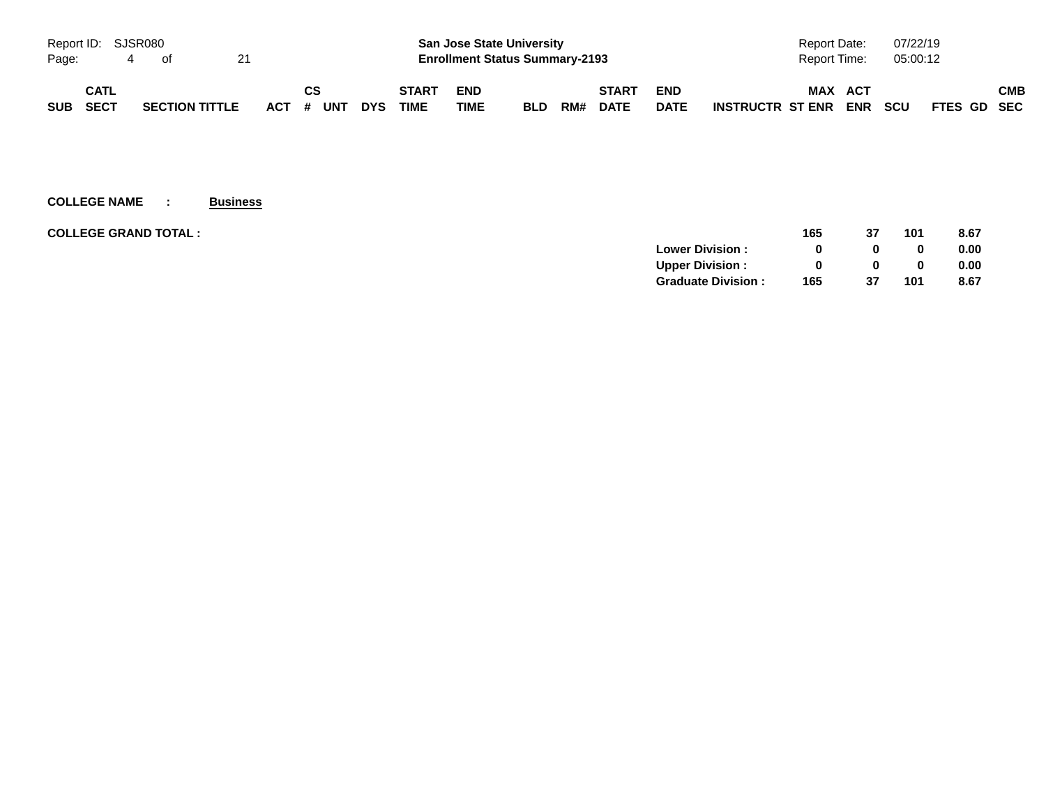| SUB | CATL SECT | SECTION TITTLE | ACT | CS # | UNT | DYS | START TIME | END TIME | BLD | RM# | START DATE | END DATE | INSTRUCTR | MAX ST ENR | ACT ENR | SCU | FTES | GD | CMB SEC |
|---|---|---|---|---|---|---|---|---|---|---|---|---|---|---|---|---|---|---|---|

**COLLEGE NAME : Business**

**COLLEGE GRAND TOTAL :**

| | MAX ST ENR | ACT ENR | SCU | FTES |
|---|---|---|---|---|
| | 165 | 37 | 101 | 8.67 |
| Lower Division : | 0 | 0 | 0 | 0.00 |
| Upper Division : | 0 | 0 | 0 | 0.00 |
| Graduate Division : | 165 | 37 | 101 | 8.67 |